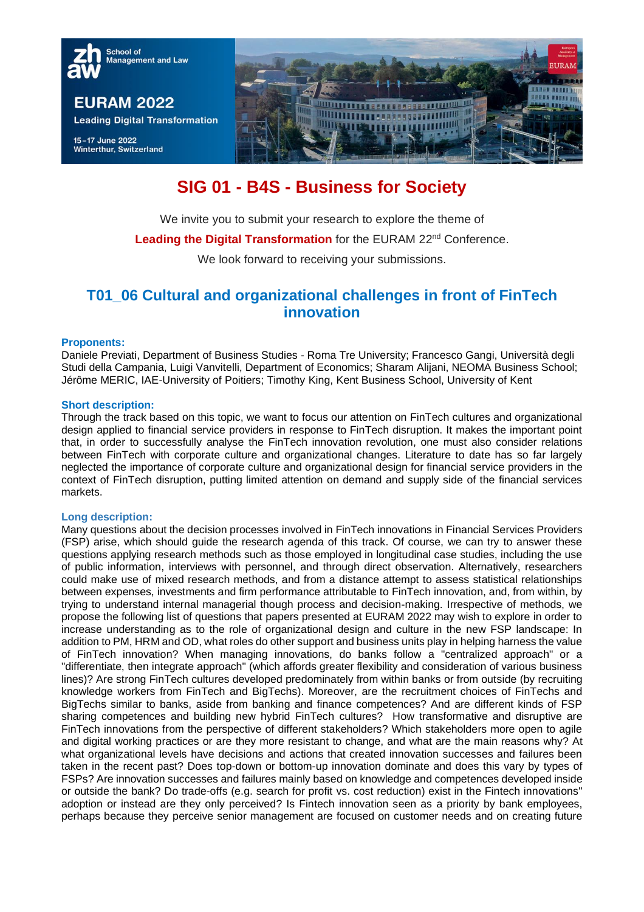# SIG 01 - B4S - Business for Society

We invite you to submit your research to explore the theme of

**Leading the Digital Transformation** for the EURAM 22nd Conference.

We look forward to receiving your submissions.

## T01_06 Cultural and organizational challenges in front of FinTech innovation

**Proponents:**

Daniele Previati, Department of Business Studies - Roma Tre University; Francesco Gangi, Università degli Studi della Campania, Luigi Vanvitelli, Department of Economics; Sharam Alijani, NEOMA Business School; Jérôme MERIC, IAE-University of Poitiers; Timothy King, Kent Business School, University of Kent

**Short description:**

Through the track based on this topic, we want to focus our attention on FinTech cultures and organizational design applied to financial service providers in response to FinTech disruption. It makes the important point that, in order to successfully analyse the FinTech innovation revolution, one must also consider relations between FinTech with corporate culture and organizational changes. Literature to date has so far largely neglected the importance of corporate culture and organizational design for financial service providers in the context of FinTech disruption, putting limited attention on demand and supply side of the financial services markets.

**Long description:**

Many questions about the decision processes involved in FinTech innovations in Financial Services Providers (FSP) arise, which should guide the research agenda of this track. Of course, we can try to answer these questions applying research methods such as those employed in longitudinal case studies, including the use of public information, interviews with personnel, and through direct observation. Alternatively, researchers could make use of mixed research methods, and from a distance attempt to assess statistical relationships between expenses, investments and firm performance attributable to FinTech innovation, and, from within, by trying to understand internal managerial though process and decision-making. Irrespective of methods, we propose the following list of questions that papers presented at EURAM 2022 may wish to explore in order to increase understanding as to the role of organizational design and culture in the new FSP landscape: In addition to PM, HRM and OD, what roles do other support and business units play in helping harness the value of FinTech innovation? When managing innovations, do banks follow a "centralized approach" or a "differentiate, then integrate approach" (which affords greater flexibility and consideration of various business lines)? Are strong FinTech cultures developed predominately from within banks or from outside (by recruiting knowledge workers from FinTech and BigTechs). Moreover, are the recruitment choices of FinTechs and BigTechs similar to banks, aside from banking and finance competences? And are different kinds of FSP sharing competences and building new hybrid FinTech cultures? How transformative and disruptive are FinTech innovations from the perspective of different stakeholders? Which stakeholders more open to agile and digital working practices or are they more resistant to change, and what are the main reasons why? At what organizational levels have decisions and actions that created innovation successes and failures been taken in the recent past? Does top-down or bottom-up innovation dominate and does this vary by types of FSPs? Are innovation successes and failures mainly based on knowledge and competences developed inside or outside the bank? Do trade-offs (e.g. search for profit vs. cost reduction) exist in the Fintech innovations" adoption or instead are they only perceived? Is Fintech innovation seen as a priority by bank employees, perhaps because they perceive senior management are focused on customer needs and on creating future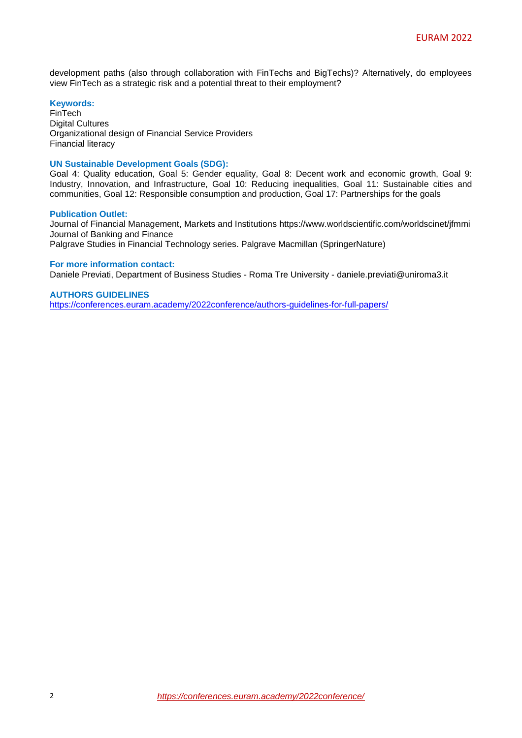development paths (also through collaboration with FinTechs and BigTechs)? Alternatively, do employees view FinTech as a strategic risk and a potential threat to their employment?

**Keywords:**
FinTech
Digital Cultures
Organizational design of Financial Service Providers
Financial literacy

**UN Sustainable Development Goals (SDG):**
Goal 4: Quality education, Goal 5: Gender equality, Goal 8: Decent work and economic growth, Goal 9: Industry, Innovation, and Infrastructure, Goal 10: Reducing inequalities, Goal 11: Sustainable cities and communities, Goal 12: Responsible consumption and production, Goal 17: Partnerships for the goals

**Publication Outlet:**
Journal of Financial Management, Markets and Institutions https://www.worldscientific.com/worldscinet/jfmmi
Journal of Banking and Finance
Palgrave Studies in Financial Technology series. Palgrave Macmillan (SpringerNature)

**For more information contact:**
Daniele Previati, Department of Business Studies - Roma Tre University - daniele.previati@uniroma3.it

**AUTHORS GUIDELINES**
https://conferences.euram.academy/2022conference/authors-guidelines-for-full-papers/